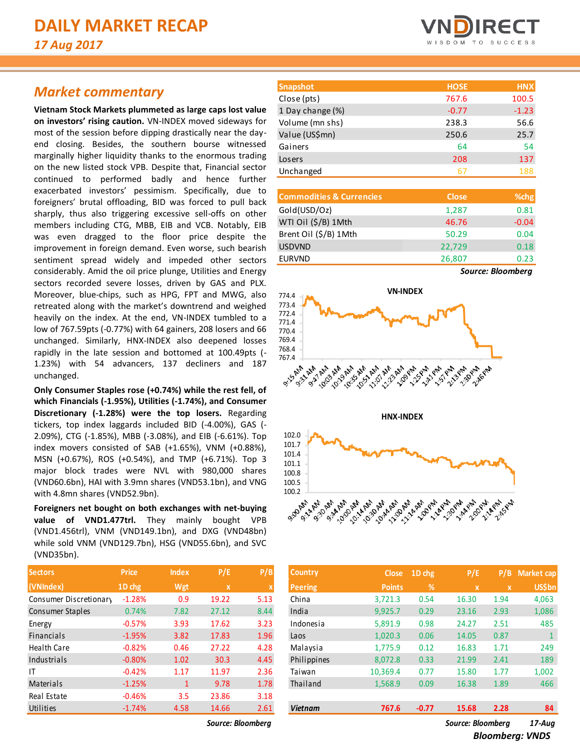# DAILY MARKET RECAP

*17 Aug 2017*

## Market commentary

**Vietnam Stock Markets plummeted as large caps lost value on investors' rising caution.** VN-INDEX moved sideways for most of the session before dipping drastically near the day-end closing. Besides, the southern bourse witnessed marginally higher liquidity thanks to the enormous trading on the new listed stock VPB. Despite that, Financial sector continued to performed badly and hence further exacerbated investors' pessimism. Specifically, due to foreigners' brutal offloading, BID was forced to pull back sharply, thus also triggering excessive sell-offs on other members including CTG, MBB, EIB and VCB. Notably, EIB was even dragged to the floor price despite the improvement in foreign demand. Even worse, such bearish sentiment spread widely and impeded other sectors considerably. Amid the oil price plunge, Utilities and Energy sectors recorded severe losses, driven by GAS and PLX. Moreover, blue-chips, such as HPG, FPT and MWG, also retreated along with the market's downtrend and weighed heavily on the index. At the end, VN-INDEX tumbled to a low of 767.59pts (-0.77%) with 64 gainers, 208 losers and 66 unchanged. Similarly, HNX-INDEX also deepened losses rapidly in the late session and bottomed at 100.49pts (-1.23%) with 54 advancers, 137 decliners and 187 unchanged.

**Only Consumer Staples rose (+0.74%) while the rest fell, of which Financials (-1.95%), Utilities (-1.74%), and Consumer Discretionary (-1.28%) were the top losers.** Regarding tickers, top index laggards included BID (-4.00%), GAS (-2.09%), CTG (-1.85%), MBB (-3.08%), and EIB (-6.61%). Top index movers consisted of SAB (+1.65%), VNM (+0.88%), MSN (+0.67%), ROS (+0.54%), and TMP (+6.71%). Top 3 major block trades were NVL with 980,000 shares (VND60.6bn), HAI with 3.9mn shares (VND53.1bn), and VNG with 4.8mn shares (VND52.9bn).

**Foreigners net bought on both exchanges with net-buying value of VND1.477trl.** They mainly bought VPB (VND1.456trl), VNM (VND149.1bn), and DXG (VND48bn) while sold VNM (VND129.7bn), HSG (VND55.6bn), and SVC (VND35bn).

| Snapshot | HOSE | HNX |
|---|---|---|
| Close (pts) | 767.6 | 100.5 |
| 1 Day change (%) | -0.77 | -1.23 |
| Volume (mn shs) | 238.3 | 56.6 |
| Value (US$mn) | 250.6 | 25.7 |
| Gainers | 64 | 54 |
| Losers | 208 | 137 |
| Unchanged | 67 | 188 |

| Commodities & Currencies | Close | %chg |
|---|---|---|
| Gold(USD/Oz) | 1,287 | 0.81 |
| WTI Oil ($/B) 1Mth | 46.76 | -0.04 |
| Brent Oil ($/B) 1Mth | 50.29 | 0.04 |
| USDVND | 22,729 | 0.18 |
| EURVND | 26,807 | 0.23 |

*Source: Bloomberg*

| Sectors (VNIndex) | Price 1D chg | Index Wgt | P/E x | P/B x |
|---|---|---|---|---|
| Consumer Discretionary | -1.28% | 0.9 | 19.22 | 5.13 |
| Consumer Staples | 0.74% | 7.82 | 27.12 | 8.44 |
| Energy | -0.57% | 3.93 | 17.62 | 3.23 |
| Financials | -1.95% | 3.82 | 17.83 | 1.96 |
| Health Care | -0.82% | 0.46 | 27.22 | 4.28 |
| Industrials | -0.80% | 1.02 | 30.3 | 4.45 |
| IT | -0.42% | 1.17 | 11.97 | 2.36 |
| Materials | -1.25% | 1 | 9.78 | 1.78 |
| Real Estate | -0.46% | 3.5 | 23.86 | 3.18 |
| Utilities | -1.74% | 4.58 | 14.66 | 2.61 |

*Source: Bloomberg*

| Country Peering | Close Points | 1D chg % | P/E x | P/B x | Market cap US$bn |
|---|---|---|---|---|---|
| China | 3,721.3 | 0.54 | 16.30 | 1.94 | 4,063 |
| India | 9,925.7 | 0.29 | 23.16 | 2.93 | 1,086 |
| Indonesia | 5,891.9 | 0.98 | 24.27 | 2.51 | 485 |
| Laos | 1,020.3 | 0.06 | 14.05 | 0.87 | 1 |
| Malaysia | 1,775.9 | 0.12 | 16.83 | 1.71 | 249 |
| Philippines | 8,072.8 | 0.33 | 21.99 | 2.41 | 189 |
| Taiwan | 10,369.4 | 0.77 | 15.80 | 1.77 | 1,002 |
| Thailand | 1,568.9 | 0.09 | 16.38 | 1.89 | 466 |
| ***Vietnam*** | **767.6** | **-0.77** | **15.68** | **2.28** | **84** |

*Source: Bloomberg* *17-Aug*

***Bloomberg: VNDS***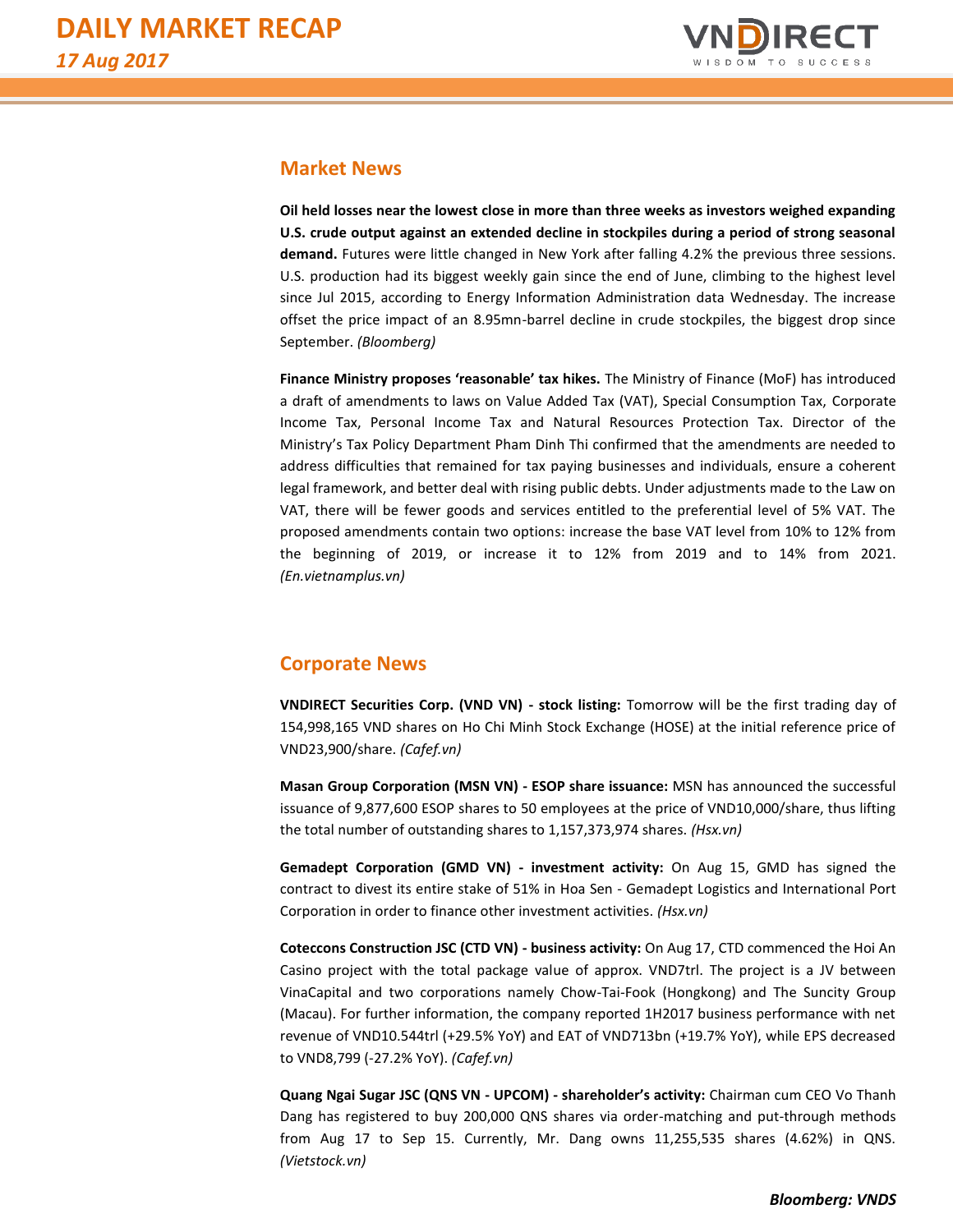## Market News

**Oil held losses near the lowest close in more than three weeks as investors weighed expanding U.S. crude output against an extended decline in stockpiles during a period of strong seasonal demand.** Futures were little changed in New York after falling 4.2% the previous three sessions. U.S. production had its biggest weekly gain since the end of June, climbing to the highest level since Jul 2015, according to Energy Information Administration data Wednesday. The increase offset the price impact of an 8.95mn-barrel decline in crude stockpiles, the biggest drop since September. *(Bloomberg)*

**Finance Ministry proposes 'reasonable' tax hikes.** The Ministry of Finance (MoF) has introduced a draft of amendments to laws on Value Added Tax (VAT), Special Consumption Tax, Corporate Income Tax, Personal Income Tax and Natural Resources Protection Tax. Director of the Ministry's Tax Policy Department Pham Dinh Thi confirmed that the amendments are needed to address difficulties that remained for tax paying businesses and individuals, ensure a coherent legal framework, and better deal with rising public debts. Under adjustments made to the Law on VAT, there will be fewer goods and services entitled to the preferential level of 5% VAT. The proposed amendments contain two options: increase the base VAT level from 10% to 12% from the beginning of 2019, or increase it to 12% from 2019 and to 14% from 2021. *(En.vietnamplus.vn)*

## Corporate News

**VNDIRECT Securities Corp. (VND VN) - stock listing:** Tomorrow will be the first trading day of 154,998,165 VND shares on Ho Chi Minh Stock Exchange (HOSE) at the initial reference price of VND23,900/share. *(Cafef.vn)*

**Masan Group Corporation (MSN VN) - ESOP share issuance:** MSN has announced the successful issuance of 9,877,600 ESOP shares to 50 employees at the price of VND10,000/share, thus lifting the total number of outstanding shares to 1,157,373,974 shares. *(Hsx.vn)*

**Gemadept Corporation (GMD VN) - investment activity:** On Aug 15, GMD has signed the contract to divest its entire stake of 51% in Hoa Sen - Gemadept Logistics and International Port Corporation in order to finance other investment activities. *(Hsx.vn)*

**Coteccons Construction JSC (CTD VN) - business activity:** On Aug 17, CTD commenced the Hoi An Casino project with the total package value of approx. VND7trl. The project is a JV between VinaCapital and two corporations namely Chow-Tai-Fook (Hongkong) and The Suncity Group (Macau). For further information, the company reported 1H2017 business performance with net revenue of VND10.544trl (+29.5% YoY) and EAT of VND713bn (+19.7% YoY), while EPS decreased to VND8,799 (-27.2% YoY). *(Cafef.vn)*

**Quang Ngai Sugar JSC (QNS VN - UPCOM) - shareholder's activity:** Chairman cum CEO Vo Thanh Dang has registered to buy 200,000 QNS shares via order-matching and put-through methods from Aug 17 to Sep 15. Currently, Mr. Dang owns 11,255,535 shares (4.62%) in QNS. *(Vietstock.vn)*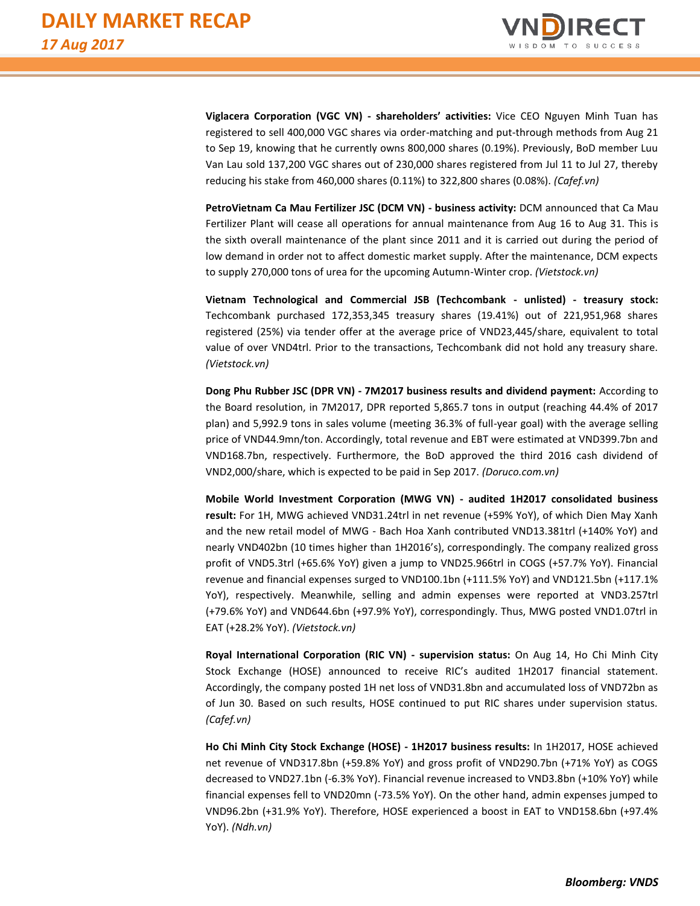**Viglacera Corporation (VGC VN) - shareholders' activities:** Vice CEO Nguyen Minh Tuan has registered to sell 400,000 VGC shares via order-matching and put-through methods from Aug 21 to Sep 19, knowing that he currently owns 800,000 shares (0.19%). Previously, BoD member Luu Van Lau sold 137,200 VGC shares out of 230,000 shares registered from Jul 11 to Jul 27, thereby reducing his stake from 460,000 shares (0.11%) to 322,800 shares (0.08%). *(Cafef.vn)*

**PetroVietnam Ca Mau Fertilizer JSC (DCM VN) - business activity:** DCM announced that Ca Mau Fertilizer Plant will cease all operations for annual maintenance from Aug 16 to Aug 31. This is the sixth overall maintenance of the plant since 2011 and it is carried out during the period of low demand in order not to affect domestic market supply. After the maintenance, DCM expects to supply 270,000 tons of urea for the upcoming Autumn-Winter crop. *(Vietstock.vn)*

**Vietnam Technological and Commercial JSB (Techcombank - unlisted) - treasury stock:** Techcombank purchased 172,353,345 treasury shares (19.41%) out of 221,951,968 shares registered (25%) via tender offer at the average price of VND23,445/share, equivalent to total value of over VND4trl. Prior to the transactions, Techcombank did not hold any treasury share. *(Vietstock.vn)*

**Dong Phu Rubber JSC (DPR VN) - 7M2017 business results and dividend payment:** According to the Board resolution, in 7M2017, DPR reported 5,865.7 tons in output (reaching 44.4% of 2017 plan) and 5,992.9 tons in sales volume (meeting 36.3% of full-year goal) with the average selling price of VND44.9mn/ton. Accordingly, total revenue and EBT were estimated at VND399.7bn and VND168.7bn, respectively. Furthermore, the BoD approved the third 2016 cash dividend of VND2,000/share, which is expected to be paid in Sep 2017. *(Doruco.com.vn)*

**Mobile World Investment Corporation (MWG VN) - audited 1H2017 consolidated business result:** For 1H, MWG achieved VND31.24trl in net revenue (+59% YoY), of which Dien May Xanh and the new retail model of MWG - Bach Hoa Xanh contributed VND13.381trl (+140% YoY) and nearly VND402bn (10 times higher than 1H2016's), correspondingly. The company realized gross profit of VND5.3trl (+65.6% YoY) given a jump to VND25.966trl in COGS (+57.7% YoY). Financial revenue and financial expenses surged to VND100.1bn (+111.5% YoY) and VND121.5bn (+117.1% YoY), respectively. Meanwhile, selling and admin expenses were reported at VND3.257trl (+79.6% YoY) and VND644.6bn (+97.9% YoY), correspondingly. Thus, MWG posted VND1.07trl in EAT (+28.2% YoY). *(Vietstock.vn)*

**Royal International Corporation (RIC VN) - supervision status:** On Aug 14, Ho Chi Minh City Stock Exchange (HOSE) announced to receive RIC's audited 1H2017 financial statement. Accordingly, the company posted 1H net loss of VND31.8bn and accumulated loss of VND72bn as of Jun 30. Based on such results, HOSE continued to put RIC shares under supervision status. *(Cafef.vn)*

**Ho Chi Minh City Stock Exchange (HOSE) - 1H2017 business results:** In 1H2017, HOSE achieved net revenue of VND317.8bn (+59.8% YoY) and gross profit of VND290.7bn (+71% YoY) as COGS decreased to VND27.1bn (-6.3% YoY). Financial revenue increased to VND3.8bn (+10% YoY) while financial expenses fell to VND20mn (-73.5% YoY). On the other hand, admin expenses jumped to VND96.2bn (+31.9% YoY). Therefore, HOSE experienced a boost in EAT to VND158.6bn (+97.4% YoY). *(Ndh.vn)*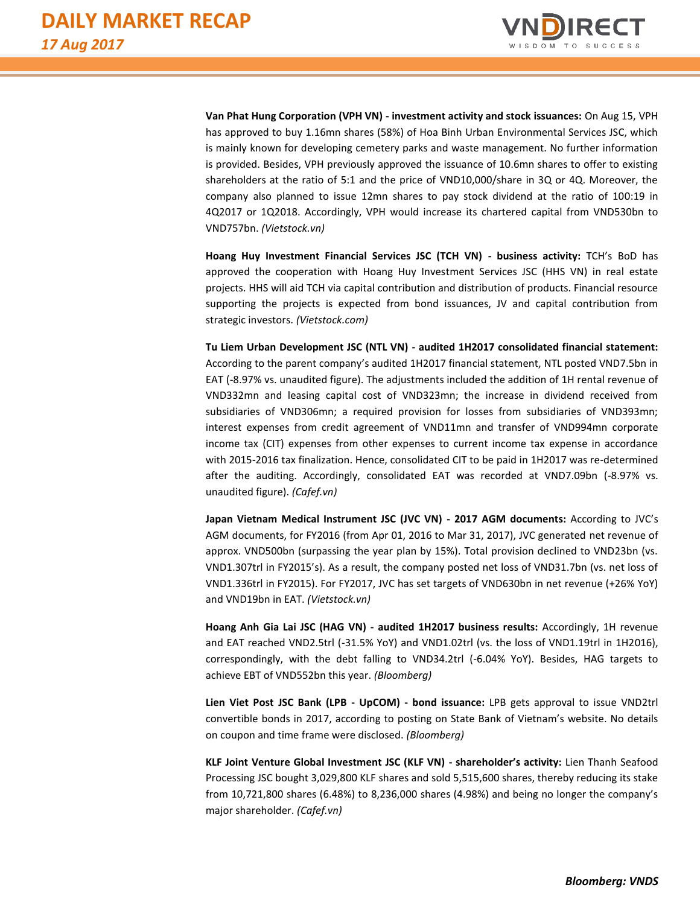**Van Phat Hung Corporation (VPH VN) - investment activity and stock issuances:** On Aug 15, VPH has approved to buy 1.16mn shares (58%) of Hoa Binh Urban Environmental Services JSC, which is mainly known for developing cemetery parks and waste management. No further information is provided. Besides, VPH previously approved the issuance of 10.6mn shares to offer to existing shareholders at the ratio of 5:1 and the price of VND10,000/share in 3Q or 4Q. Moreover, the company also planned to issue 12mn shares to pay stock dividend at the ratio of 100:19 in 4Q2017 or 1Q2018. Accordingly, VPH would increase its chartered capital from VND530bn to VND757bn. *(Vietstock.vn)*

**Hoang Huy Investment Financial Services JSC (TCH VN) - business activity:** TCH's BoD has approved the cooperation with Hoang Huy Investment Services JSC (HHS VN) in real estate projects. HHS will aid TCH via capital contribution and distribution of products. Financial resource supporting the projects is expected from bond issuances, JV and capital contribution from strategic investors. *(Vietstock.com)*

**Tu Liem Urban Development JSC (NTL VN) - audited 1H2017 consolidated financial statement:** According to the parent company's audited 1H2017 financial statement, NTL posted VND7.5bn in EAT (-8.97% vs. unaudited figure). The adjustments included the addition of 1H rental revenue of VND332mn and leasing capital cost of VND323mn; the increase in dividend received from subsidiaries of VND306mn; a required provision for losses from subsidiaries of VND393mn; interest expenses from credit agreement of VND11mn and transfer of VND994mn corporate income tax (CIT) expenses from other expenses to current income tax expense in accordance with 2015-2016 tax finalization. Hence, consolidated CIT to be paid in 1H2017 was re-determined after the auditing. Accordingly, consolidated EAT was recorded at VND7.09bn (-8.97% vs. unaudited figure). *(Cafef.vn)*

**Japan Vietnam Medical Instrument JSC (JVC VN) - 2017 AGM documents:** According to JVC's AGM documents, for FY2016 (from Apr 01, 2016 to Mar 31, 2017), JVC generated net revenue of approx. VND500bn (surpassing the year plan by 15%). Total provision declined to VND23bn (vs. VND1.307trl in FY2015's). As a result, the company posted net loss of VND31.7bn (vs. net loss of VND1.336trl in FY2015). For FY2017, JVC has set targets of VND630bn in net revenue (+26% YoY) and VND19bn in EAT. *(Vietstock.vn)*

**Hoang Anh Gia Lai JSC (HAG VN) - audited 1H2017 business results:** Accordingly, 1H revenue and EAT reached VND2.5trl (-31.5% YoY) and VND1.02trl (vs. the loss of VND1.19trl in 1H2016), correspondingly, with the debt falling to VND34.2trl (-6.04% YoY). Besides, HAG targets to achieve EBT of VND552bn this year. *(Bloomberg)*

**Lien Viet Post JSC Bank (LPB - UpCOM) - bond issuance:** LPB gets approval to issue VND2trl convertible bonds in 2017, according to posting on State Bank of Vietnam's website. No details on coupon and time frame were disclosed. *(Bloomberg)*

**KLF Joint Venture Global Investment JSC (KLF VN) - shareholder's activity:** Lien Thanh Seafood Processing JSC bought 3,029,800 KLF shares and sold 5,515,600 shares, thereby reducing its stake from 10,721,800 shares (6.48%) to 8,236,000 shares (4.98%) and being no longer the company's major shareholder. *(Cafef.vn)*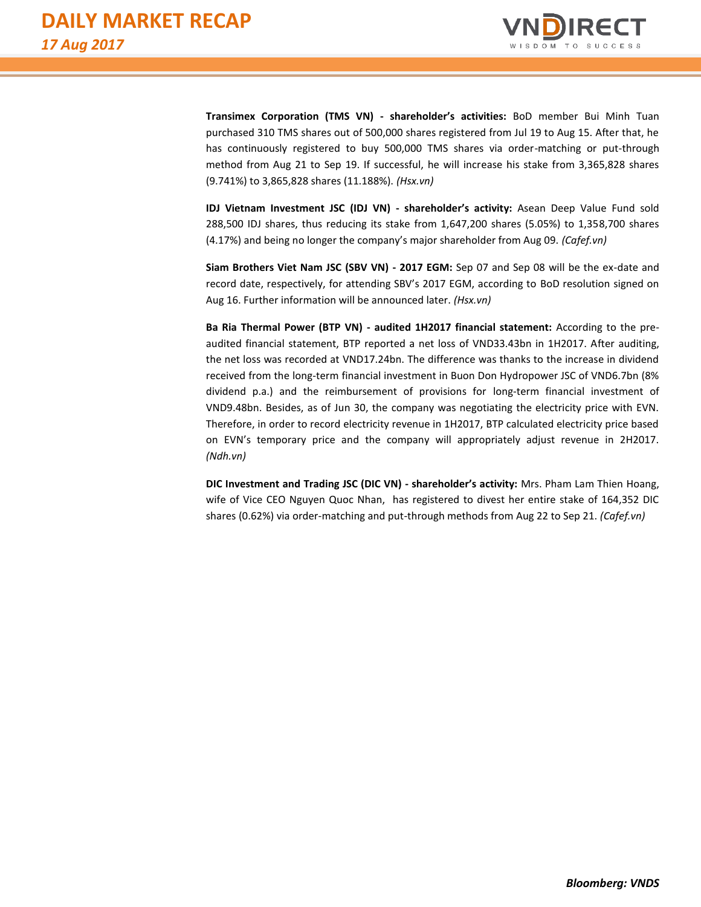**Transimex Corporation (TMS VN) - shareholder's activities:** BoD member Bui Minh Tuan purchased 310 TMS shares out of 500,000 shares registered from Jul 19 to Aug 15. After that, he has continuously registered to buy 500,000 TMS shares via order-matching or put-through method from Aug 21 to Sep 19. If successful, he will increase his stake from 3,365,828 shares (9.741%) to 3,865,828 shares (11.188%). *(Hsx.vn)*

**IDJ Vietnam Investment JSC (IDJ VN) - shareholder's activity:** Asean Deep Value Fund sold 288,500 IDJ shares, thus reducing its stake from 1,647,200 shares (5.05%) to 1,358,700 shares (4.17%) and being no longer the company's major shareholder from Aug 09. *(Cafef.vn)*

**Siam Brothers Viet Nam JSC (SBV VN) - 2017 EGM:** Sep 07 and Sep 08 will be the ex-date and record date, respectively, for attending SBV's 2017 EGM, according to BoD resolution signed on Aug 16. Further information will be announced later. *(Hsx.vn)*

**Ba Ria Thermal Power (BTP VN) - audited 1H2017 financial statement:** According to the pre-audited financial statement, BTP reported a net loss of VND33.43bn in 1H2017. After auditing, the net loss was recorded at VND17.24bn. The difference was thanks to the increase in dividend received from the long-term financial investment in Buon Don Hydropower JSC of VND6.7bn (8% dividend p.a.) and the reimbursement of provisions for long-term financial investment of VND9.48bn. Besides, as of Jun 30, the company was negotiating the electricity price with EVN. Therefore, in order to record electricity revenue in 1H2017, BTP calculated electricity price based on EVN's temporary price and the company will appropriately adjust revenue in 2H2017. *(Ndh.vn)*

**DIC Investment and Trading JSC (DIC VN) - shareholder's activity:** Mrs. Pham Lam Thien Hoang, wife of Vice CEO Nguyen Quoc Nhan, has registered to divest her entire stake of 164,352 DIC shares (0.62%) via order-matching and put-through methods from Aug 22 to Sep 21. *(Cafef.vn)*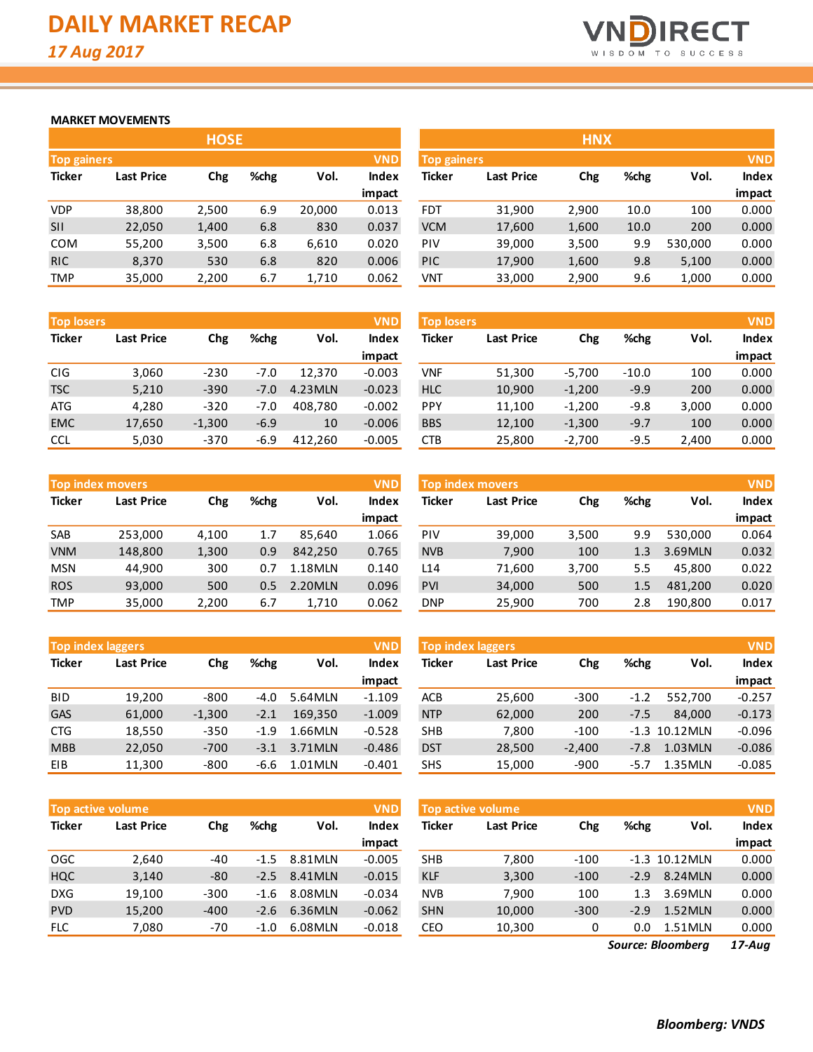# DAILY MARKET RECAP

*17 Aug 2017*

## MARKET MOVEMENTS

### HOSE

**Top gainers** (VND)

| Ticker | Last Price | Chg | %chg | Vol. | Index impact |
|---|---|---|---|---|---|
| VDP | 38,800 | 2,500 | 6.9 | 20,000 | 0.013 |
| SII | 22,050 | 1,400 | 6.8 | 830 | 0.037 |
| COM | 55,200 | 3,500 | 6.8 | 6,610 | 0.020 |
| RIC | 8,370 | 530 | 6.8 | 820 | 0.006 |
| TMP | 35,000 | 2,200 | 6.7 | 1,710 | 0.062 |

**Top losers** (VND)

| Ticker | Last Price | Chg | %chg | Vol. | Index impact |
|---|---|---|---|---|---|
| CIG | 3,060 | -230 | -7.0 | 12,370 | -0.003 |
| TSC | 5,210 | -390 | -7.0 | 4.23MLN | -0.023 |
| ATG | 4,280 | -320 | -7.0 | 408,780 | -0.002 |
| EMC | 17,650 | -1,300 | -6.9 | 10 | -0.006 |
| CCL | 5,030 | -370 | -6.9 | 412,260 | -0.005 |

**Top index movers** (VND)

| Ticker | Last Price | Chg | %chg | Vol. | Index impact |
|---|---|---|---|---|---|
| SAB | 253,000 | 4,100 | 1.7 | 85,640 | 1.066 |
| VNM | 148,800 | 1,300 | 0.9 | 842,250 | 0.765 |
| MSN | 44,900 | 300 | 0.7 | 1.18MLN | 0.140 |
| ROS | 93,000 | 500 | 0.5 | 2.20MLN | 0.096 |
| TMP | 35,000 | 2,200 | 6.7 | 1,710 | 0.062 |

**Top index laggers** (VND)

| Ticker | Last Price | Chg | %chg | Vol. | Index impact |
|---|---|---|---|---|---|
| BID | 19,200 | -800 | -4.0 | 5.64MLN | -1.109 |
| GAS | 61,000 | -1,300 | -2.1 | 169,350 | -1.009 |
| CTG | 18,550 | -350 | -1.9 | 1.66MLN | -0.528 |
| MBB | 22,050 | -700 | -3.1 | 3.71MLN | -0.486 |
| EIB | 11,300 | -800 | -6.6 | 1.01MLN | -0.401 |

**Top active volume** (VND)

| Ticker | Last Price | Chg | %chg | Vol. | Index impact |
|---|---|---|---|---|---|
| OGC | 2,640 | -40 | -1.5 | 8.81MLN | -0.005 |
| HQC | 3,140 | -80 | -2.5 | 8.41MLN | -0.015 |
| DXG | 19,100 | -300 | -1.6 | 8.08MLN | -0.034 |
| PVD | 15,200 | -400 | -2.6 | 6.36MLN | -0.062 |
| FLC | 7,080 | -70 | -1.0 | 6.08MLN | -0.018 |

### HNX

**Top gainers** (VND)

| Ticker | Last Price | Chg | %chg | Vol. | Index impact |
|---|---|---|---|---|---|
| FDT | 31,900 | 2,900 | 10.0 | 100 | 0.000 |
| VCM | 17,600 | 1,600 | 10.0 | 200 | 0.000 |
| PIV | 39,000 | 3,500 | 9.9 | 530,000 | 0.000 |
| PIC | 17,900 | 1,600 | 9.8 | 5,100 | 0.000 |
| VNT | 33,000 | 2,900 | 9.6 | 1,000 | 0.000 |

**Top losers** (VND)

| Ticker | Last Price | Chg | %chg | Vol. | Index impact |
|---|---|---|---|---|---|
| VNF | 51,300 | -5,700 | -10.0 | 100 | 0.000 |
| HLC | 10,900 | -1,200 | -9.9 | 200 | 0.000 |
| PPY | 11,100 | -1,200 | -9.8 | 3,000 | 0.000 |
| BBS | 12,100 | -1,300 | -9.7 | 100 | 0.000 |
| CTB | 25,800 | -2,700 | -9.5 | 2,400 | 0.000 |

**Top index movers** (VND)

| Ticker | Last Price | Chg | %chg | Vol. | Index impact |
|---|---|---|---|---|---|
| PIV | 39,000 | 3,500 | 9.9 | 530,000 | 0.064 |
| NVB | 7,900 | 100 | 1.3 | 3.69MLN | 0.032 |
| L14 | 71,600 | 3,700 | 5.5 | 45,800 | 0.022 |
| PVI | 34,000 | 500 | 1.5 | 481,200 | 0.020 |
| DNP | 25,900 | 700 | 2.8 | 190,800 | 0.017 |

**Top index laggers** (VND)

| Ticker | Last Price | Chg | %chg | Vol. | Index impact |
|---|---|---|---|---|---|
| ACB | 25,600 | -300 | -1.2 | 552,700 | -0.257 |
| NTP | 62,000 | 200 | -7.5 | 84,000 | -0.173 |
| SHB | 7,800 | -100 | -1.3 | 10.12MLN | -0.096 |
| DST | 28,500 | -2,400 | -7.8 | 1.03MLN | -0.086 |
| SHS | 15,000 | -900 | -5.7 | 1.35MLN | -0.085 |

**Top active volume** (VND)

| Ticker | Last Price | Chg | %chg | Vol. | Index impact |
|---|---|---|---|---|---|
| SHB | 7,800 | -100 | -1.3 | 10.12MLN | 0.000 |
| KLF | 3,300 | -100 | -2.9 | 8.24MLN | 0.000 |
| NVB | 7,900 | 100 | 1.3 | 3.69MLN | 0.000 |
| SHN | 10,000 | -300 | -2.9 | 1.52MLN | 0.000 |
| CEO | 10,300 | 0 | 0.0 | 1.51MLN | 0.000 |

***Source: Bloomberg*** ***17-Aug***

***Bloomberg: VNDS***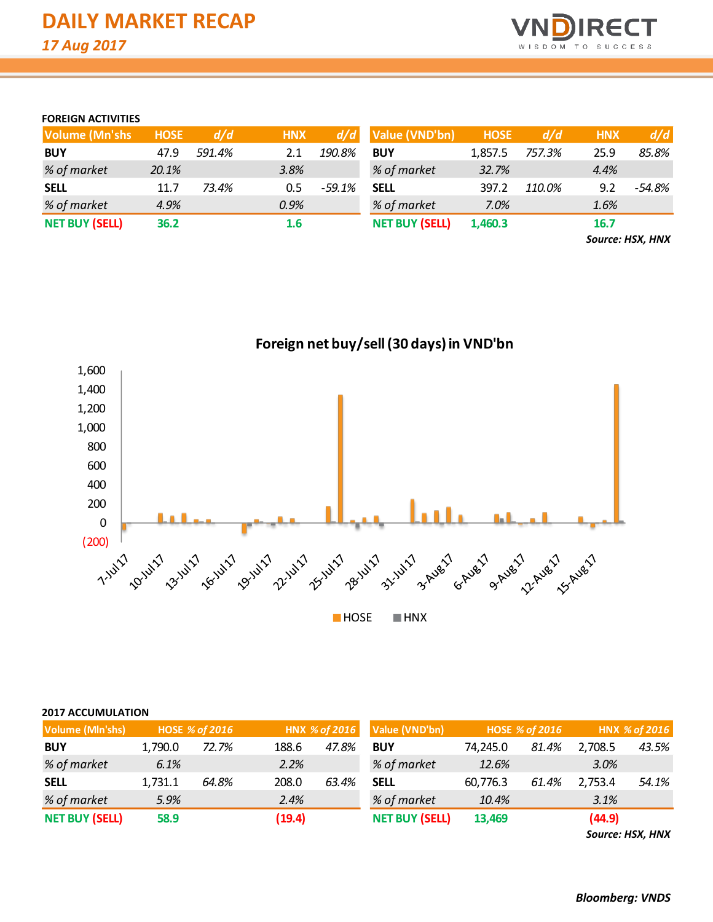# DAILY MARKET RECAP

*17 Aug 2017*

## FOREIGN ACTIVITIES

| Volume (Mn'shs) | HOSE | d/d | HNX | d/d |
|---|---|---|---|---|
| **BUY** | 47.9 | *591.4%* | 2.1 | *190.8%* |
| *% of market* | *20.1%* | | *3.8%* | |
| **SELL** | 11.7 | *73.4%* | 0.5 | *-59.1%* |
| *% of market* | *4.9%* | | *0.9%* | |
| **NET BUY (SELL)** | **36.2** | | **1.6** | |

| Value (VND'bn) | HOSE | d/d | HNX | d/d |
|---|---|---|---|---|
| **BUY** | 1,857.5 | *757.3%* | 25.9 | *85.8%* |
| *% of market* | *32.7%* | | *4.4%* | |
| **SELL** | 397.2 | *110.0%* | 9.2 | *-54.8%* |
| *% of market* | *7.0%* | | *1.6%* | |
| **NET BUY (SELL)** | **1,460.3** | | **16.7** | |

***Source: HSX, HNX***

**Foreign net buy/sell (30 days) in VND'bn**

## 2017 ACCUMULATION

| Volume (Mln'shs) | HOSE | % of 2016 | HNX | % of 2016 |
|---|---|---|---|---|
| **BUY** | 1,790.0 | *72.7%* | 188.6 | *47.8%* |
| *% of market* | *6.1%* | | *2.2%* | |
| **SELL** | 1,731.1 | *64.8%* | 208.0 | *63.4%* |
| *% of market* | *5.9%* | | *2.4%* | |
| **NET BUY (SELL)** | **58.9** | | **(19.4)** | |

| Value (VND'bn) | HOSE | % of 2016 | HNX | % of 2016 |
|---|---|---|---|---|
| **BUY** | 74,245.0 | *81.4%* | 2,708.5 | *43.5%* |
| *% of market* | *12.6%* | | *3.0%* | |
| **SELL** | 60,776.3 | *61.4%* | 2,753.4 | *54.1%* |
| *% of market* | *10.4%* | | *3.1%* | |
| **NET BUY (SELL)** | **13,469** | | **(44.9)** | |

***Source: HSX, HNX***

***Bloomberg: VNDS***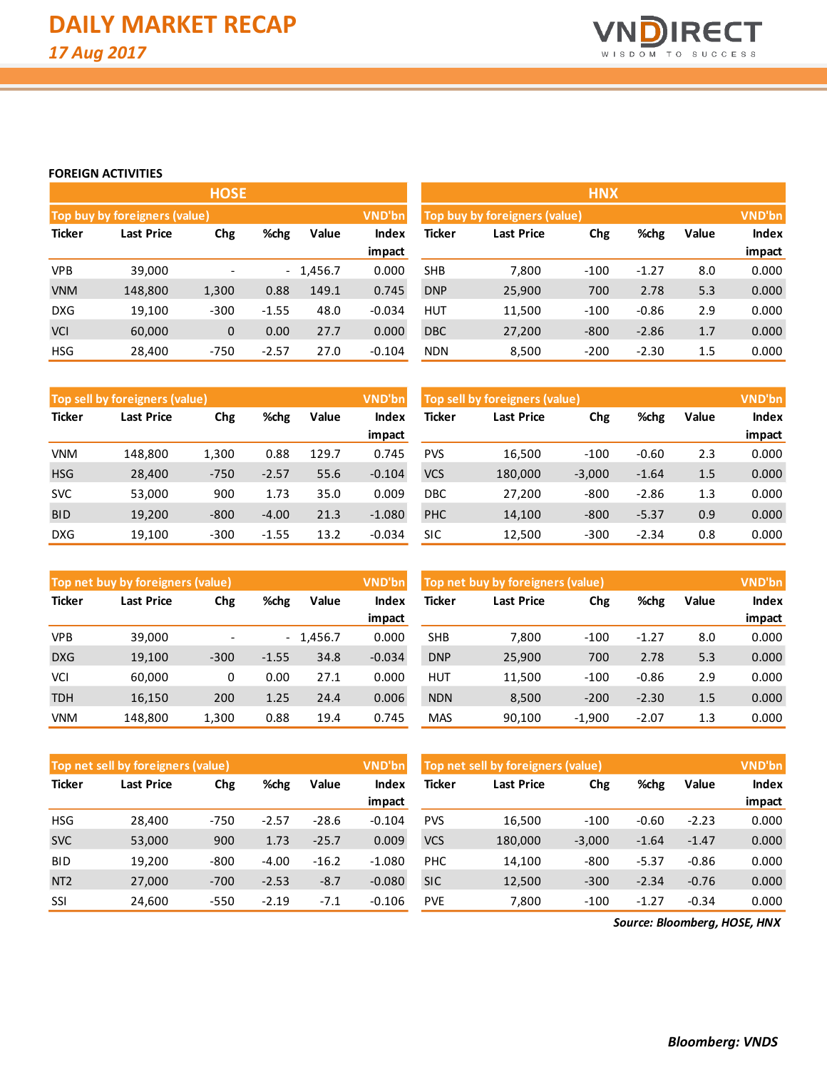# DAILY MARKET RECAP

*17 Aug 2017*

## FOREIGN ACTIVITIES

### HOSE

| Top buy by foreigners (value) | | | | | VND'bn |
|---|---|---|---|---|---|
| Ticker | Last Price | Chg | %chg | Value | Index impact |
| VPB | 39,000 | - | - | 1,456.7 | 0.000 |
| VNM | 148,800 | 1,300 | 0.88 | 149.1 | 0.745 |
| DXG | 19,100 | -300 | -1.55 | 48.0 | -0.034 |
| VCI | 60,000 | 0 | 0.00 | 27.7 | 0.000 |
| HSG | 28,400 | -750 | -2.57 | 27.0 | -0.104 |

| Top sell by foreigners (value) | | | | | VND'bn |
|---|---|---|---|---|---|
| Ticker | Last Price | Chg | %chg | Value | Index impact |
| VNM | 148,800 | 1,300 | 0.88 | 129.7 | 0.745 |
| HSG | 28,400 | -750 | -2.57 | 55.6 | -0.104 |
| SVC | 53,000 | 900 | 1.73 | 35.0 | 0.009 |
| BID | 19,200 | -800 | -4.00 | 21.3 | -1.080 |
| DXG | 19,100 | -300 | -1.55 | 13.2 | -0.034 |

| Top net buy by foreigners (value) | | | | | VND'bn |
|---|---|---|---|---|---|
| Ticker | Last Price | Chg | %chg | Value | Index impact |
| VPB | 39,000 | - | - | 1,456.7 | 0.000 |
| DXG | 19,100 | -300 | -1.55 | 34.8 | -0.034 |
| VCI | 60,000 | 0 | 0.00 | 27.1 | 0.000 |
| TDH | 16,150 | 200 | 1.25 | 24.4 | 0.006 |
| VNM | 148,800 | 1,300 | 0.88 | 19.4 | 0.745 |

| Top net sell by foreigners (value) | | | | | VND'bn |
|---|---|---|---|---|---|
| Ticker | Last Price | Chg | %chg | Value | Index impact |
| HSG | 28,400 | -750 | -2.57 | -28.6 | -0.104 |
| SVC | 53,000 | 900 | 1.73 | -25.7 | 0.009 |
| BID | 19,200 | -800 | -4.00 | -16.2 | -1.080 |
| NT2 | 27,000 | -700 | -2.53 | -8.7 | -0.080 |
| SSI | 24,600 | -550 | -2.19 | -7.1 | -0.106 |

### HNX

| Top buy by foreigners (value) | | | | | VND'bn |
|---|---|---|---|---|---|
| Ticker | Last Price | Chg | %chg | Value | Index impact |
| SHB | 7,800 | -100 | -1.27 | 8.0 | 0.000 |
| DNP | 25,900 | 700 | 2.78 | 5.3 | 0.000 |
| HUT | 11,500 | -100 | -0.86 | 2.9 | 0.000 |
| DBC | 27,200 | -800 | -2.86 | 1.7 | 0.000 |
| NDN | 8,500 | -200 | -2.30 | 1.5 | 0.000 |

| Top sell by foreigners (value) | | | | | VND'bn |
|---|---|---|---|---|---|
| Ticker | Last Price | Chg | %chg | Value | Index impact |
| PVS | 16,500 | -100 | -0.60 | 2.3 | 0.000 |
| VCS | 180,000 | -3,000 | -1.64 | 1.5 | 0.000 |
| DBC | 27,200 | -800 | -2.86 | 1.3 | 0.000 |
| PHC | 14,100 | -800 | -5.37 | 0.9 | 0.000 |
| SIC | 12,500 | -300 | -2.34 | 0.8 | 0.000 |

| Top net buy by foreigners (value) | | | | | VND'bn |
|---|---|---|---|---|---|
| Ticker | Last Price | Chg | %chg | Value | Index impact |
| SHB | 7,800 | -100 | -1.27 | 8.0 | 0.000 |
| DNP | 25,900 | 700 | 2.78 | 5.3 | 0.000 |
| HUT | 11,500 | -100 | -0.86 | 2.9 | 0.000 |
| NDN | 8,500 | -200 | -2.30 | 1.5 | 0.000 |
| MAS | 90,100 | -1,900 | -2.07 | 1.3 | 0.000 |

| Top net sell by foreigners (value) | | | | | VND'bn |
|---|---|---|---|---|---|
| Ticker | Last Price | Chg | %chg | Value | Index impact |
| PVS | 16,500 | -100 | -0.60 | -2.23 | 0.000 |
| VCS | 180,000 | -3,000 | -1.64 | -1.47 | 0.000 |
| PHC | 14,100 | -800 | -5.37 | -0.86 | 0.000 |
| SIC | 12,500 | -300 | -2.34 | -0.76 | 0.000 |
| PVE | 7,800 | -100 | -1.27 | -0.34 | 0.000 |

*Source: Bloomberg, HOSE, HNX*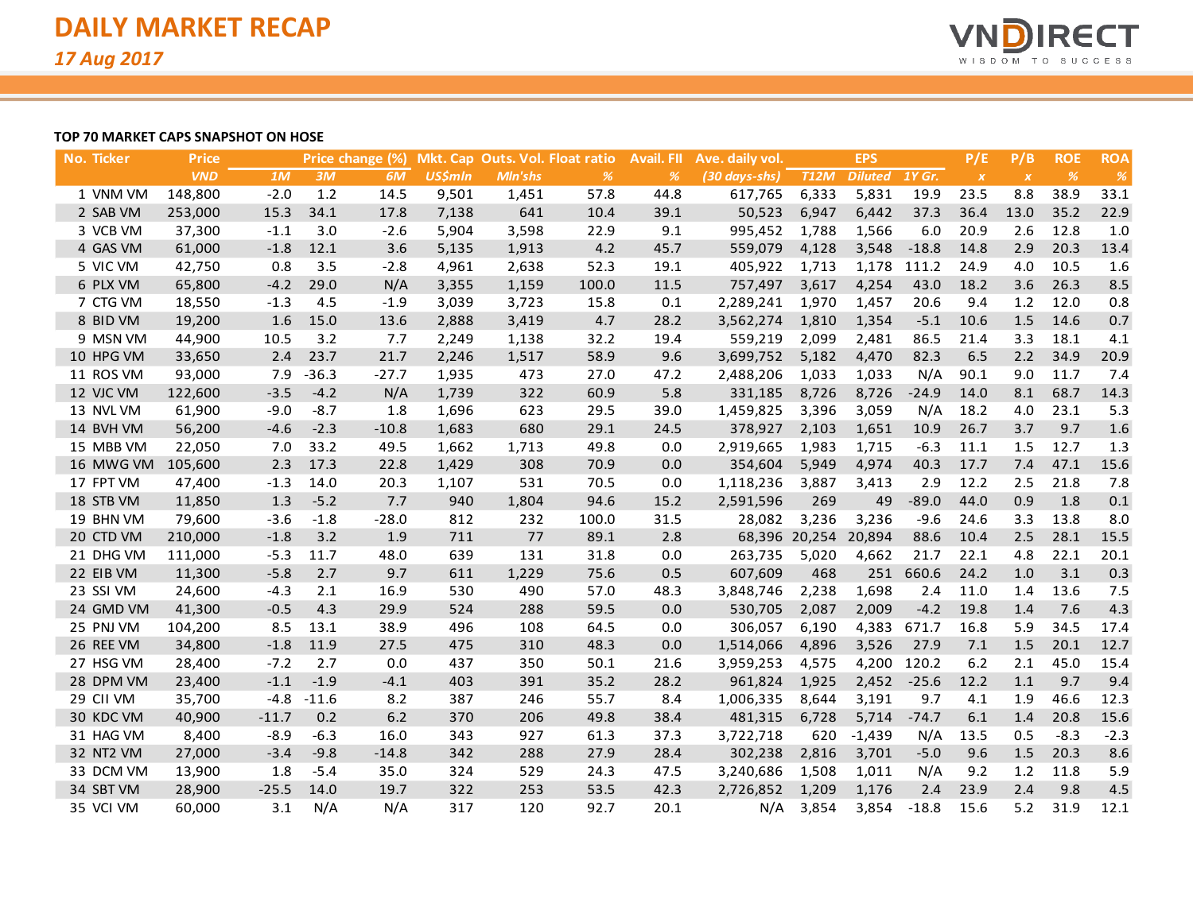# DAILY MARKET RECAP

*17 Aug 2017*

**TOP 70 MARKET CAPS SNAPSHOT ON HOSE**

| No. | Ticker | Price | Price change (%) | | | Mkt. Cap | Outs. Vol. | Float ratio | Avail. FII | Ave. daily vol. | EPS | | | P/E | P/B | ROE | ROA |
|---|---|---|---|---|---|---|---|---|---|---|---|---|---|---|---|---|---|
| | | VND | 1M | 3M | 6M | US$mln | Mln'shs | % | % | (30 days-shs) | T12M | Diluted | 1Y Gr. | x | x | % | % |
| 1 | VNM VM | 148,800 | -2.0 | 1.2 | 14.5 | 9,501 | 1,451 | 57.8 | 44.8 | 617,765 | 6,333 | 5,831 | 19.9 | 23.5 | 8.8 | 38.9 | 33.1 |
| 2 | SAB VM | 253,000 | 15.3 | 34.1 | 17.8 | 7,138 | 641 | 10.4 | 39.1 | 50,523 | 6,947 | 6,442 | 37.3 | 36.4 | 13.0 | 35.2 | 22.9 |
| 3 | VCB VM | 37,300 | -1.1 | 3.0 | -2.6 | 5,904 | 3,598 | 22.9 | 9.1 | 995,452 | 1,788 | 1,566 | 6.0 | 20.9 | 2.6 | 12.8 | 1.0 |
| 4 | GAS VM | 61,000 | -1.8 | 12.1 | 3.6 | 5,135 | 1,913 | 4.2 | 45.7 | 559,079 | 4,128 | 3,548 | -18.8 | 14.8 | 2.9 | 20.3 | 13.4 |
| 5 | VIC VM | 42,750 | 0.8 | 3.5 | -2.8 | 4,961 | 2,638 | 52.3 | 19.1 | 405,922 | 1,713 | 1,178 | 111.2 | 24.9 | 4.0 | 10.5 | 1.6 |
| 6 | PLX VM | 65,800 | -4.2 | 29.0 | N/A | 3,355 | 1,159 | 100.0 | 11.5 | 757,497 | 3,617 | 4,254 | 43.0 | 18.2 | 3.6 | 26.3 | 8.5 |
| 7 | CTG VM | 18,550 | -1.3 | 4.5 | -1.9 | 3,039 | 3,723 | 15.8 | 0.1 | 2,289,241 | 1,970 | 1,457 | 20.6 | 9.4 | 1.2 | 12.0 | 0.8 |
| 8 | BID VM | 19,200 | 1.6 | 15.0 | 13.6 | 2,888 | 3,419 | 4.7 | 28.2 | 3,562,274 | 1,810 | 1,354 | -5.1 | 10.6 | 1.5 | 14.6 | 0.7 |
| 9 | MSN VM | 44,900 | 10.5 | 3.2 | 7.7 | 2,249 | 1,138 | 32.2 | 19.4 | 559,219 | 2,099 | 2,481 | 86.5 | 21.4 | 3.3 | 18.1 | 4.1 |
| 10 | HPG VM | 33,650 | 2.4 | 23.7 | 21.7 | 2,246 | 1,517 | 58.9 | 9.6 | 3,699,752 | 5,182 | 4,470 | 82.3 | 6.5 | 2.2 | 34.9 | 20.9 |
| 11 | ROS VM | 93,000 | 7.9 | -36.3 | -27.7 | 1,935 | 473 | 27.0 | 47.2 | 2,488,206 | 1,033 | 1,033 | N/A | 90.1 | 9.0 | 11.7 | 7.4 |
| 12 | VJC VM | 122,600 | -3.5 | -4.2 | N/A | 1,739 | 322 | 60.9 | 5.8 | 331,185 | 8,726 | 8,726 | -24.9 | 14.0 | 8.1 | 68.7 | 14.3 |
| 13 | NVL VM | 61,900 | -9.0 | -8.7 | 1.8 | 1,696 | 623 | 29.5 | 39.0 | 1,459,825 | 3,396 | 3,059 | N/A | 18.2 | 4.0 | 23.1 | 5.3 |
| 14 | BVH VM | 56,200 | -4.6 | -2.3 | -10.8 | 1,683 | 680 | 29.1 | 24.5 | 378,927 | 2,103 | 1,651 | 10.9 | 26.7 | 3.7 | 9.7 | 1.6 |
| 15 | MBB VM | 22,050 | 7.0 | 33.2 | 49.5 | 1,662 | 1,713 | 49.8 | 0.0 | 2,919,665 | 1,983 | 1,715 | -6.3 | 11.1 | 1.5 | 12.7 | 1.3 |
| 16 | MWG VM | 105,600 | 2.3 | 17.3 | 22.8 | 1,429 | 308 | 70.9 | 0.0 | 354,604 | 5,949 | 4,974 | 40.3 | 17.7 | 7.4 | 47.1 | 15.6 |
| 17 | FPT VM | 47,400 | -1.3 | 14.0 | 20.3 | 1,107 | 531 | 70.5 | 0.0 | 1,118,236 | 3,887 | 3,413 | 2.9 | 12.2 | 2.5 | 21.8 | 7.8 |
| 18 | STB VM | 11,850 | 1.3 | -5.2 | 7.7 | 940 | 1,804 | 94.6 | 15.2 | 2,591,596 | 269 | 49 | -89.0 | 44.0 | 0.9 | 1.8 | 0.1 |
| 19 | BHN VM | 79,600 | -3.6 | -1.8 | -28.0 | 812 | 232 | 100.0 | 31.5 | 28,082 | 3,236 | 3,236 | -9.6 | 24.6 | 3.3 | 13.8 | 8.0 |
| 20 | CTD VM | 210,000 | -1.8 | 3.2 | 1.9 | 711 | 77 | 89.1 | 2.8 | 68,396 | 20,254 | 20,894 | 88.6 | 10.4 | 2.5 | 28.1 | 15.5 |
| 21 | DHG VM | 111,000 | -5.3 | 11.7 | 48.0 | 639 | 131 | 31.8 | 0.0 | 263,735 | 5,020 | 4,662 | 21.7 | 22.1 | 4.8 | 22.1 | 20.1 |
| 22 | EIB VM | 11,300 | -5.8 | 2.7 | 9.7 | 611 | 1,229 | 75.6 | 0.5 | 607,609 | 468 | 251 | 660.6 | 24.2 | 1.0 | 3.1 | 0.3 |
| 23 | SSI VM | 24,600 | -4.3 | 2.1 | 16.9 | 530 | 490 | 57.0 | 48.3 | 3,848,746 | 2,238 | 1,698 | 2.4 | 11.0 | 1.4 | 13.6 | 7.5 |
| 24 | GMD VM | 41,300 | -0.5 | 4.3 | 29.9 | 524 | 288 | 59.5 | 0.0 | 530,705 | 2,087 | 2,009 | -4.2 | 19.8 | 1.4 | 7.6 | 4.3 |
| 25 | PNJ VM | 104,200 | 8.5 | 13.1 | 38.9 | 496 | 108 | 64.5 | 0.0 | 306,057 | 6,190 | 4,383 | 671.7 | 16.8 | 5.9 | 34.5 | 17.4 |
| 26 | REE VM | 34,800 | -1.8 | 11.9 | 27.5 | 475 | 310 | 48.3 | 0.0 | 1,514,066 | 4,896 | 3,526 | 27.9 | 7.1 | 1.5 | 20.1 | 12.7 |
| 27 | HSG VM | 28,400 | -7.2 | 2.7 | 0.0 | 437 | 350 | 50.1 | 21.6 | 3,959,253 | 4,575 | 4,200 | 120.2 | 6.2 | 2.1 | 45.0 | 15.4 |
| 28 | DPM VM | 23,400 | -1.1 | -1.9 | -4.1 | 403 | 391 | 35.2 | 28.2 | 961,824 | 1,925 | 2,452 | -25.6 | 12.2 | 1.1 | 9.7 | 9.4 |
| 29 | CII VM | 35,700 | -4.8 | -11.6 | 8.2 | 387 | 246 | 55.7 | 8.4 | 1,006,335 | 8,644 | 3,191 | 9.7 | 4.1 | 1.9 | 46.6 | 12.3 |
| 30 | KDC VM | 40,900 | -11.7 | 0.2 | 6.2 | 370 | 206 | 49.8 | 38.4 | 481,315 | 6,728 | 5,714 | -74.7 | 6.1 | 1.4 | 20.8 | 15.6 |
| 31 | HAG VM | 8,400 | -8.9 | -6.3 | 16.0 | 343 | 927 | 61.3 | 37.3 | 3,722,718 | 620 | -1,439 | N/A | 13.5 | 0.5 | -8.3 | -2.3 |
| 32 | NT2 VM | 27,000 | -3.4 | -9.8 | -14.8 | 342 | 288 | 27.9 | 28.4 | 302,238 | 2,816 | 3,701 | -5.0 | 9.6 | 1.5 | 20.3 | 8.6 |
| 33 | DCM VM | 13,900 | 1.8 | -5.4 | 35.0 | 324 | 529 | 24.3 | 47.5 | 3,240,686 | 1,508 | 1,011 | N/A | 9.2 | 1.2 | 11.8 | 5.9 |
| 34 | SBT VM | 28,900 | -25.5 | 14.0 | 19.7 | 322 | 253 | 53.5 | 42.3 | 2,726,852 | 1,209 | 1,176 | 2.4 | 23.9 | 2.4 | 9.8 | 4.5 |
| 35 | VCI VM | 60,000 | 3.1 | N/A | N/A | 317 | 120 | 92.7 | 20.1 | N/A | 3,854 | 3,854 | -18.8 | 15.6 | 5.2 | 31.9 | 12.1 |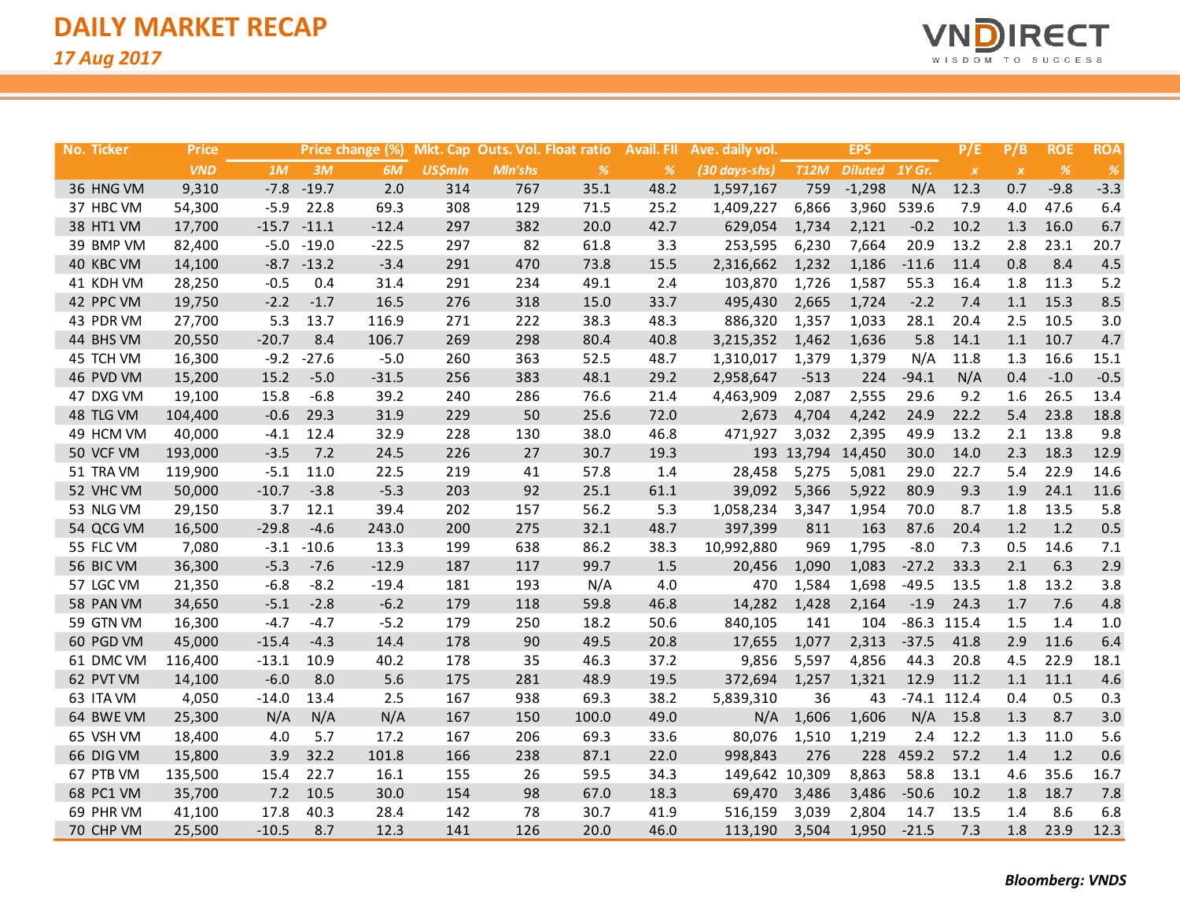# DAILY MARKET RECAP

*17 Aug 2017*

| No. | Ticker | Price | Price change (%) | | | Mkt. Cap | Outs. Vol. | Float ratio | Avail. FII | Ave. daily vol. | EPS | | | P/E | P/B | ROE | ROA |
|---|---|---|---|---|---|---|---|---|---|---|---|---|---|---|---|---|---|
| | | VND | 1M | 3M | 6M | US$mln | Mln'shs | % | % | (30 days-shs) | T12M | Diluted | 1Y Gr. | x | x | % | % |
| 36 | HNG VM | 9,310 | -7.8 | -19.7 | 2.0 | 314 | 767 | 35.1 | 48.2 | 1,597,167 | 759 | -1,298 | N/A | 12.3 | 0.7 | -9.8 | -3.3 |
| 37 | HBC VM | 54,300 | -5.9 | 22.8 | 69.3 | 308 | 129 | 71.5 | 25.2 | 1,409,227 | 6,866 | 3,960 | 539.6 | 7.9 | 4.0 | 47.6 | 6.4 |
| 38 | HT1 VM | 17,700 | -15.7 | -11.1 | -12.4 | 297 | 382 | 20.0 | 42.7 | 629,054 | 1,734 | 2,121 | -0.2 | 10.2 | 1.3 | 16.0 | 6.7 |
| 39 | BMP VM | 82,400 | -5.0 | -19.0 | -22.5 | 297 | 82 | 61.8 | 3.3 | 253,595 | 6,230 | 7,664 | 20.9 | 13.2 | 2.8 | 23.1 | 20.7 |
| 40 | KBC VM | 14,100 | -8.7 | -13.2 | -3.4 | 291 | 470 | 73.8 | 15.5 | 2,316,662 | 1,232 | 1,186 | -11.6 | 11.4 | 0.8 | 8.4 | 4.5 |
| 41 | KDH VM | 28,250 | -0.5 | 0.4 | 31.4 | 291 | 234 | 49.1 | 2.4 | 103,870 | 1,726 | 1,587 | 55.3 | 16.4 | 1.8 | 11.3 | 5.2 |
| 42 | PPC VM | 19,750 | -2.2 | -1.7 | 16.5 | 276 | 318 | 15.0 | 33.7 | 495,430 | 2,665 | 1,724 | -2.2 | 7.4 | 1.1 | 15.3 | 8.5 |
| 43 | PDR VM | 27,700 | 5.3 | 13.7 | 116.9 | 271 | 222 | 38.3 | 48.3 | 886,320 | 1,357 | 1,033 | 28.1 | 20.4 | 2.5 | 10.5 | 3.0 |
| 44 | BHS VM | 20,550 | -20.7 | 8.4 | 106.7 | 269 | 298 | 80.4 | 40.8 | 3,215,352 | 1,462 | 1,636 | 5.8 | 14.1 | 1.1 | 10.7 | 4.7 |
| 45 | TCH VM | 16,300 | -9.2 | -27.6 | -5.0 | 260 | 363 | 52.5 | 48.7 | 1,310,017 | 1,379 | 1,379 | N/A | 11.8 | 1.3 | 16.6 | 15.1 |
| 46 | PVD VM | 15,200 | 15.2 | -5.0 | -31.5 | 256 | 383 | 48.1 | 29.2 | 2,958,647 | -513 | 224 | -94.1 | N/A | 0.4 | -1.0 | -0.5 |
| 47 | DXG VM | 19,100 | 15.8 | -6.8 | 39.2 | 240 | 286 | 76.6 | 21.4 | 4,463,909 | 2,087 | 2,555 | 29.6 | 9.2 | 1.6 | 26.5 | 13.4 |
| 48 | TLG VM | 104,400 | -0.6 | 29.3 | 31.9 | 229 | 50 | 25.6 | 72.0 | 2,673 | 4,704 | 4,242 | 24.9 | 22.2 | 5.4 | 23.8 | 18.8 |
| 49 | HCM VM | 40,000 | -4.1 | 12.4 | 32.9 | 228 | 130 | 38.0 | 46.8 | 471,927 | 3,032 | 2,395 | 49.9 | 13.2 | 2.1 | 13.8 | 9.8 |
| 50 | VCF VM | 193,000 | -3.5 | 7.2 | 24.5 | 226 | 27 | 30.7 | 19.3 | 193 | 13,794 | 14,450 | 30.0 | 14.0 | 2.3 | 18.3 | 12.9 |
| 51 | TRA VM | 119,900 | -5.1 | 11.0 | 22.5 | 219 | 41 | 57.8 | 1.4 | 28,458 | 5,275 | 5,081 | 29.0 | 22.7 | 5.4 | 22.9 | 14.6 |
| 52 | VHC VM | 50,000 | -10.7 | -3.8 | -5.3 | 203 | 92 | 25.1 | 61.1 | 39,092 | 5,366 | 5,922 | 80.9 | 9.3 | 1.9 | 24.1 | 11.6 |
| 53 | NLG VM | 29,150 | 3.7 | 12.1 | 39.4 | 202 | 157 | 56.2 | 5.3 | 1,058,234 | 3,347 | 1,954 | 70.0 | 8.7 | 1.8 | 13.5 | 5.8 |
| 54 | QCG VM | 16,500 | -29.8 | -4.6 | 243.0 | 200 | 275 | 32.1 | 48.7 | 397,399 | 811 | 163 | 87.6 | 20.4 | 1.2 | 1.2 | 0.5 |
| 55 | FLC VM | 7,080 | -3.1 | -10.6 | 13.3 | 199 | 638 | 86.2 | 38.3 | 10,992,880 | 969 | 1,795 | -8.0 | 7.3 | 0.5 | 14.6 | 7.1 |
| 56 | BIC VM | 36,300 | -5.3 | -7.6 | -12.9 | 187 | 117 | 99.7 | 1.5 | 20,456 | 1,090 | 1,083 | -27.2 | 33.3 | 2.1 | 6.3 | 2.9 |
| 57 | LGC VM | 21,350 | -6.8 | -8.2 | -19.4 | 181 | 193 | N/A | 4.0 | 470 | 1,584 | 1,698 | -49.5 | 13.5 | 1.8 | 13.2 | 3.8 |
| 58 | PAN VM | 34,650 | -5.1 | -2.8 | -6.2 | 179 | 118 | 59.8 | 46.8 | 14,282 | 1,428 | 2,164 | -1.9 | 24.3 | 1.7 | 7.6 | 4.8 |
| 59 | GTN VM | 16,300 | -4.7 | -4.7 | -5.2 | 179 | 250 | 18.2 | 50.6 | 840,105 | 141 | 104 | -86.3 | 115.4 | 1.5 | 1.4 | 1.0 |
| 60 | PGD VM | 45,000 | -15.4 | -4.3 | 14.4 | 178 | 90 | 49.5 | 20.8 | 17,655 | 1,077 | 2,313 | -37.5 | 41.8 | 2.9 | 11.6 | 6.4 |
| 61 | DMC VM | 116,400 | -13.1 | 10.9 | 40.2 | 178 | 35 | 46.3 | 37.2 | 9,856 | 5,597 | 4,856 | 44.3 | 20.8 | 4.5 | 22.9 | 18.1 |
| 62 | PVT VM | 14,100 | -6.0 | 8.0 | 5.6 | 175 | 281 | 48.9 | 19.5 | 372,694 | 1,257 | 1,321 | 12.9 | 11.2 | 1.1 | 11.1 | 4.6 |
| 63 | ITA VM | 4,050 | -14.0 | 13.4 | 2.5 | 167 | 938 | 69.3 | 38.2 | 5,839,310 | 36 | 43 | -74.1 | 112.4 | 0.4 | 0.5 | 0.3 |
| 64 | BWE VM | 25,300 | N/A | N/A | N/A | 167 | 150 | 100.0 | 49.0 | N/A | 1,606 | 1,606 | N/A | 15.8 | 1.3 | 8.7 | 3.0 |
| 65 | VSH VM | 18,400 | 4.0 | 5.7 | 17.2 | 167 | 206 | 69.3 | 33.6 | 80,076 | 1,510 | 1,219 | 2.4 | 12.2 | 1.3 | 11.0 | 5.6 |
| 66 | DIG VM | 15,800 | 3.9 | 32.2 | 101.8 | 166 | 238 | 87.1 | 22.0 | 998,843 | 276 | 228 | 459.2 | 57.2 | 1.4 | 1.2 | 0.6 |
| 67 | PTB VM | 135,500 | 15.4 | 22.7 | 16.1 | 155 | 26 | 59.5 | 34.3 | 149,642 | 10,309 | 8,863 | 58.8 | 13.1 | 4.6 | 35.6 | 16.7 |
| 68 | PC1 VM | 35,700 | 7.2 | 10.5 | 30.0 | 154 | 98 | 67.0 | 18.3 | 69,470 | 3,486 | 3,486 | -50.6 | 10.2 | 1.8 | 18.7 | 7.8 |
| 69 | PHR VM | 41,100 | 17.8 | 40.3 | 28.4 | 142 | 78 | 30.7 | 41.9 | 516,159 | 3,039 | 2,804 | 14.7 | 13.5 | 1.4 | 8.6 | 6.8 |
| 70 | CHP VM | 25,500 | -10.5 | 8.7 | 12.3 | 141 | 126 | 20.0 | 46.0 | 113,190 | 3,504 | 1,950 | -21.5 | 7.3 | 1.8 | 23.9 | 12.3 |

**Bloomberg: VNDS**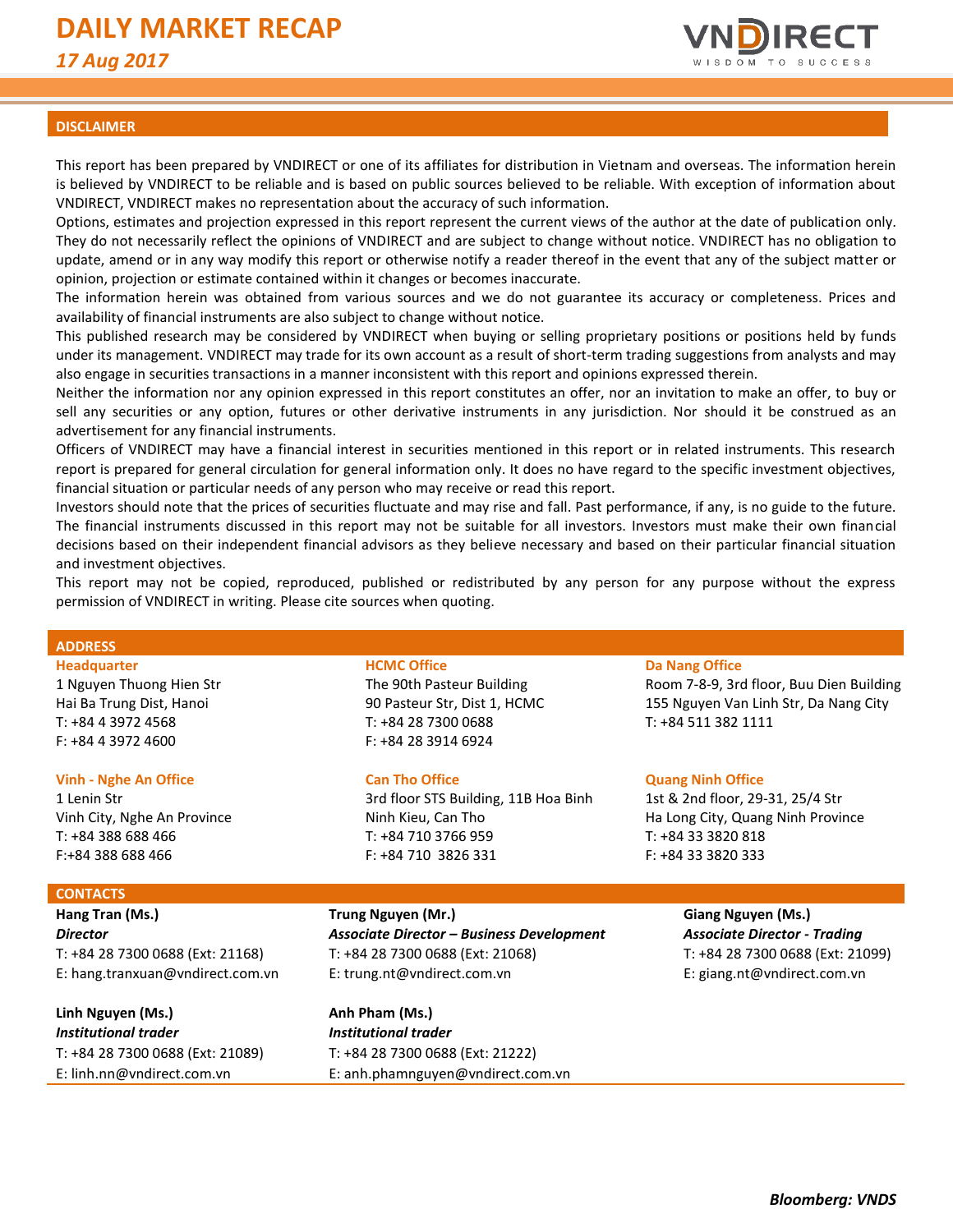# DAILY MARKET RECAP

*17 Aug 2017*

## DISCLAIMER

This report has been prepared by VNDIRECT or one of its affiliates for distribution in Vietnam and overseas. The information herein is believed by VNDIRECT to be reliable and is based on public sources believed to be reliable. With exception of information about VNDIRECT, VNDIRECT makes no representation about the accuracy of such information.

Options, estimates and projection expressed in this report represent the current views of the author at the date of publication only. They do not necessarily reflect the opinions of VNDIRECT and are subject to change without notice. VNDIRECT has no obligation to update, amend or in any way modify this report or otherwise notify a reader thereof in the event that any of the subject matter or opinion, projection or estimate contained within it changes or becomes inaccurate.

The information herein was obtained from various sources and we do not guarantee its accuracy or completeness. Prices and availability of financial instruments are also subject to change without notice.

This published research may be considered by VNDIRECT when buying or selling proprietary positions or positions held by funds under its management. VNDIRECT may trade for its own account as a result of short-term trading suggestions from analysts and may also engage in securities transactions in a manner inconsistent with this report and opinions expressed therein.

Neither the information nor any opinion expressed in this report constitutes an offer, nor an invitation to make an offer, to buy or sell any securities or any option, futures or other derivative instruments in any jurisdiction. Nor should it be construed as an advertisement for any financial instruments.

Officers of VNDIRECT may have a financial interest in securities mentioned in this report or in related instruments. This research report is prepared for general circulation for general information only. It does no have regard to the specific investment objectives, financial situation or particular needs of any person who may receive or read this report.

Investors should note that the prices of securities fluctuate and may rise and fall. Past performance, if any, is no guide to the future. The financial instruments discussed in this report may not be suitable for all investors. Investors must make their own financial decisions based on their independent financial advisors as they believe necessary and based on their particular financial situation and investment objectives.

This report may not be copied, reproduced, published or redistributed by any person for any purpose without the express permission of VNDIRECT in writing. Please cite sources when quoting.

## ADDRESS

**Headquarter**
1 Nguyen Thuong Hien Str
Hai Ba Trung Dist, Hanoi
T: +84 4 3972 4568
F: +84 4 3972 4600

**HCMC Office**
The 90th Pasteur Building
90 Pasteur Str, Dist 1, HCMC
T: +84 28 7300 0688
F: +84 28 3914 6924

**Da Nang Office**
Room 7-8-9, 3rd floor, Buu Dien Building
155 Nguyen Van Linh Str, Da Nang City
T: +84 511 382 1111

**Vinh - Nghe An Office**
1 Lenin Str
Vinh City, Nghe An Province
T: +84 388 688 466
F:+84 388 688 466

**Can Tho Office**
3rd floor STS Building, 11B Hoa Binh
Ninh Kieu, Can Tho
T: +84 710 3766 959
F: +84 710 3826 331

**Quang Ninh Office**
1st & 2nd floor, 29-31, 25/4 Str
Ha Long City, Quang Ninh Province
T: +84 33 3820 818
F: +84 33 3820 333

## CONTACTS

**Hang Tran (Ms.)**
*Director*
T: +84 28 7300 0688 (Ext: 21168)
E: hang.tranxuan@vndirect.com.vn

**Trung Nguyen (Mr.)**
*Associate Director – Business Development*
T: +84 28 7300 0688 (Ext: 21068)
E: trung.nt@vndirect.com.vn

**Giang Nguyen (Ms.)**
*Associate Director - Trading*
T: +84 28 7300 0688 (Ext: 21099)
E: giang.nt@vndirect.com.vn

**Linh Nguyen (Ms.)**
*Institutional trader*
T: +84 28 7300 0688 (Ext: 21089)
E: linh.nn@vndirect.com.vn

**Anh Pham (Ms.)**
*Institutional trader*
T: +84 28 7300 0688 (Ext: 21222)
E: anh.phamnguyen@vndirect.com.vn

***Bloomberg: VNDS***